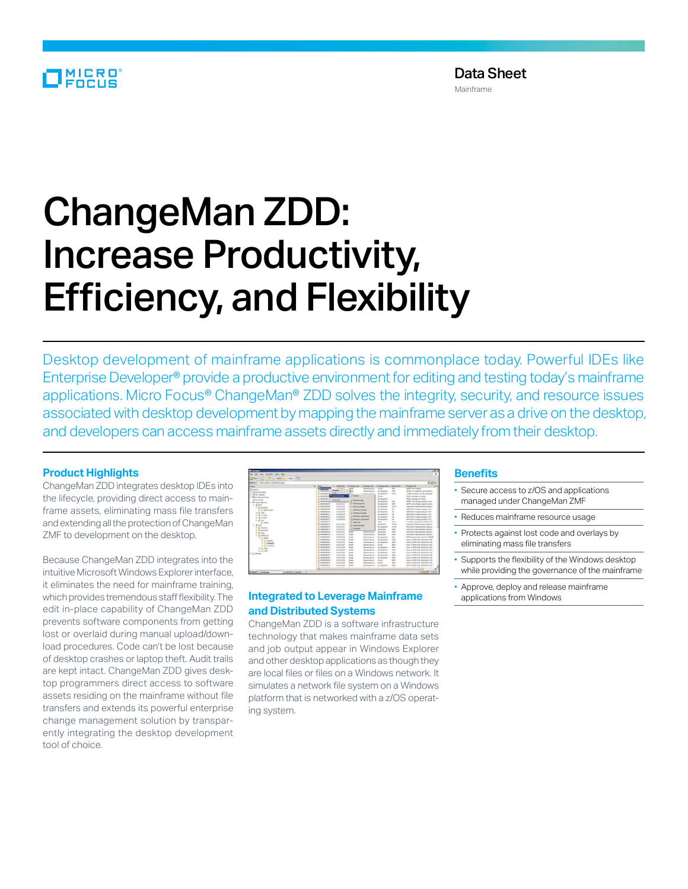Data Sheet
Mainframe

# ChangeMan ZDD: Increase Productivity, Efficiency, and Flexibility

Desktop development of mainframe applications is commonplace today. Powerful IDEs like Enterprise Developer® provide a productive environment for editing and testing today's mainframe applications. Micro Focus® ChangeMan® ZDD solves the integrity, security, and resource issues associated with desktop development by mapping the mainframe server as a drive on the desktop, and developers can access mainframe assets directly and immediately from their desktop.

## Product Highlights

ChangeMan ZDD integrates desktop IDEs into the lifecycle, providing direct access to mainframe assets, eliminating mass file transfers and extending all the protection of ChangeMan ZMF to development on the desktop.

Because ChangeMan ZDD integrates into the intuitive Microsoft Windows Explorer interface, it eliminates the need for mainframe training, which provides tremendous staff flexibility. The edit in-place capability of ChangeMan ZDD prevents software components from getting lost or overlaid during manual upload/download procedures. Code can't be lost because of desktop crashes or laptop theft. Audit trails are kept intact. ChangeMan ZDD gives desktop programmers direct access to software assets residing on the mainframe without file transfers and extends its powerful enterprise change management solution by transparently integrating the desktop development tool of choice.

## Integrated to Leverage Mainframe and Distributed Systems

ChangeMan ZDD is a software infrastructure technology that makes mainframe data sets and job output appear in Windows Explorer and other desktop applications as though they are local files or files on a Windows network. It simulates a network file system on a Windows platform that is networked with a z/OS operating system.

## Benefits

- Secure access to z/OS and applications managed under ChangeMan ZMF
- Reduces mainframe resource usage
- Protects against lost code and overlays by eliminating mass file transfers
- Supports the flexibility of the Windows desktop while providing the governance of the mainframe
- Approve, deploy and release mainframe applications from Windows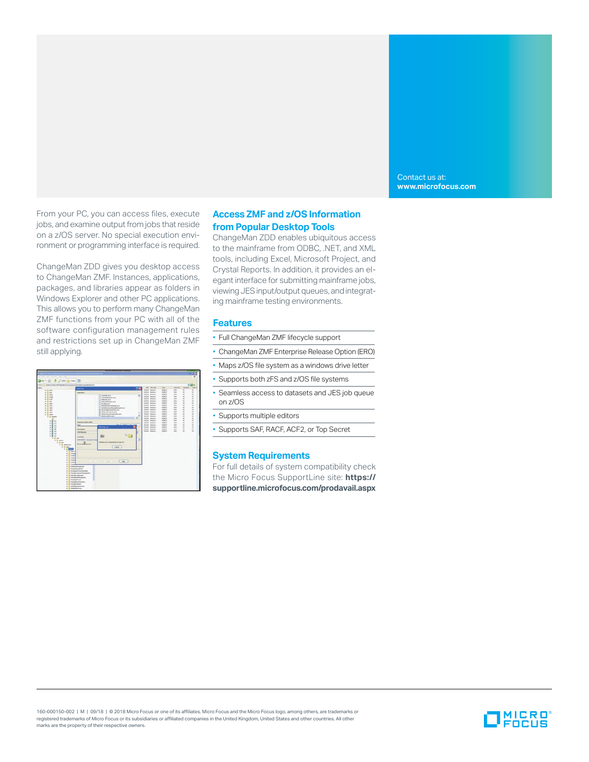Contact us at:
**www.microfocus.com**

From your PC, you can access files, execute jobs, and examine output from jobs that reside on a z/OS server. No special execution environment or programming interface is required.

ChangeMan ZDD gives you desktop access to ChangeMan ZMF. Instances, applications, packages, and libraries appear as folders in Windows Explorer and other PC applications. This allows you to perform many ChangeMan ZMF functions from your PC with all of the software configuration management rules and restrictions set up in ChangeMan ZMF still applying.

## Access ZMF and z/OS Information from Popular Desktop Tools

ChangeMan ZDD enables ubiquitous access to the mainframe from ODBC, .NET, and XML tools, including Excel, Microsoft Project, and Crystal Reports. In addition, it provides an elegant interface for submitting mainframe jobs, viewing JES input/output queues, and integrating mainframe testing environments.

## Features

- Full ChangeMan ZMF lifecycle support
- ChangeMan ZMF Enterprise Release Option (ERO)
- Maps z/OS file system as a windows drive letter
- Supports both zFS and z/OS file systems
- Seamless access to datasets and JES job queue on z/OS
- Supports multiple editors
- Supports SAF, RACF, ACF2, or Top Secret

## System Requirements

For full details of system compatibility check the Micro Focus SupportLine site: **https://supportline.microfocus.com/prodavail.aspx**

160-000150-002 | M | 09/18 | © 2018 Micro Focus or one of its affiliates. Micro Focus and the Micro Focus logo, among others, are trademarks or registered trademarks of Micro Focus or its subsidiaries or affiliated companies in the United Kingdom, United States and other countries. All other marks are the property of their respective owners.